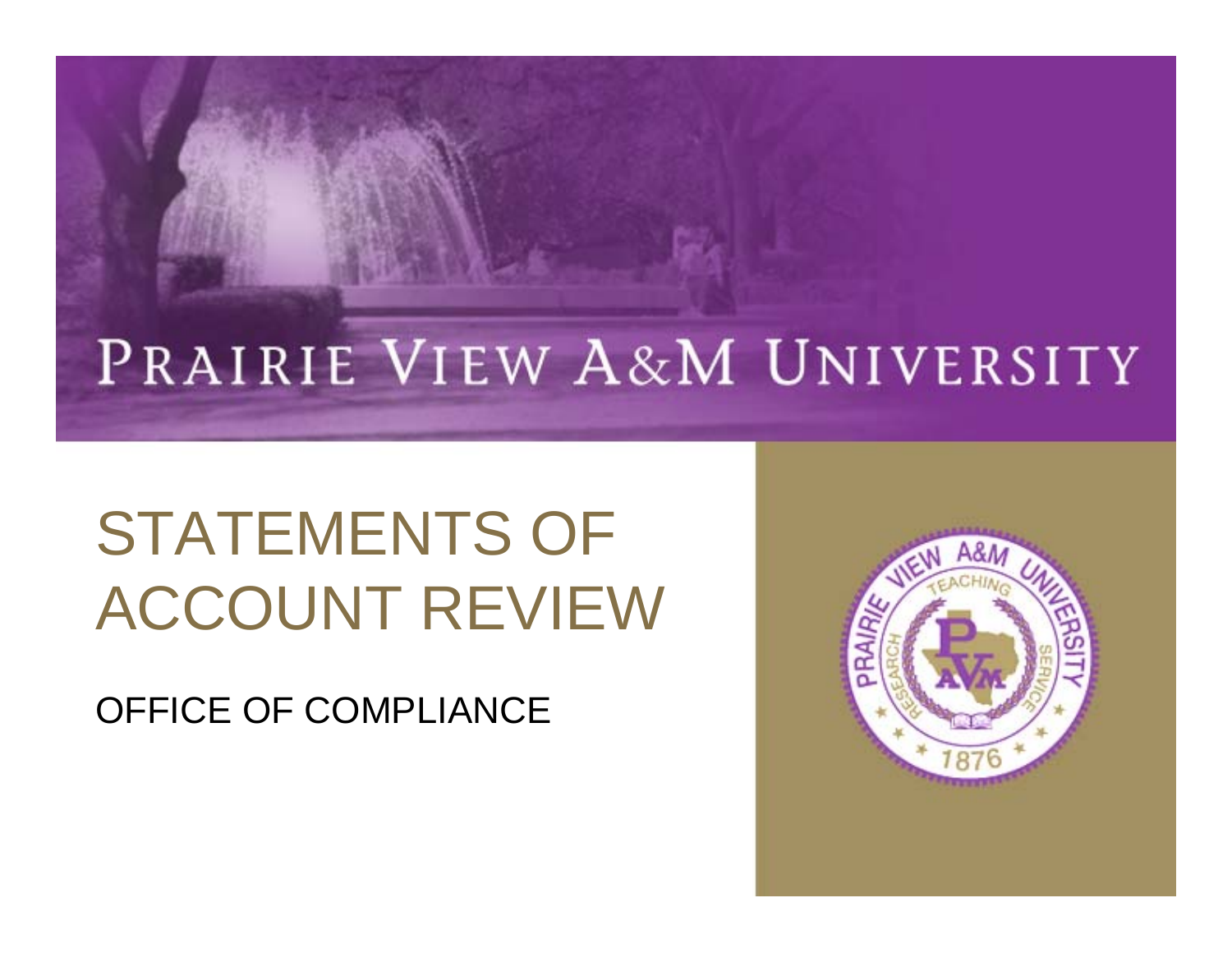PRAIRIE VIEW A&M UNIVERSITY

# STATEMENTS OF ACCOUNT REVIEW

OFFICE OF COMPLIANCE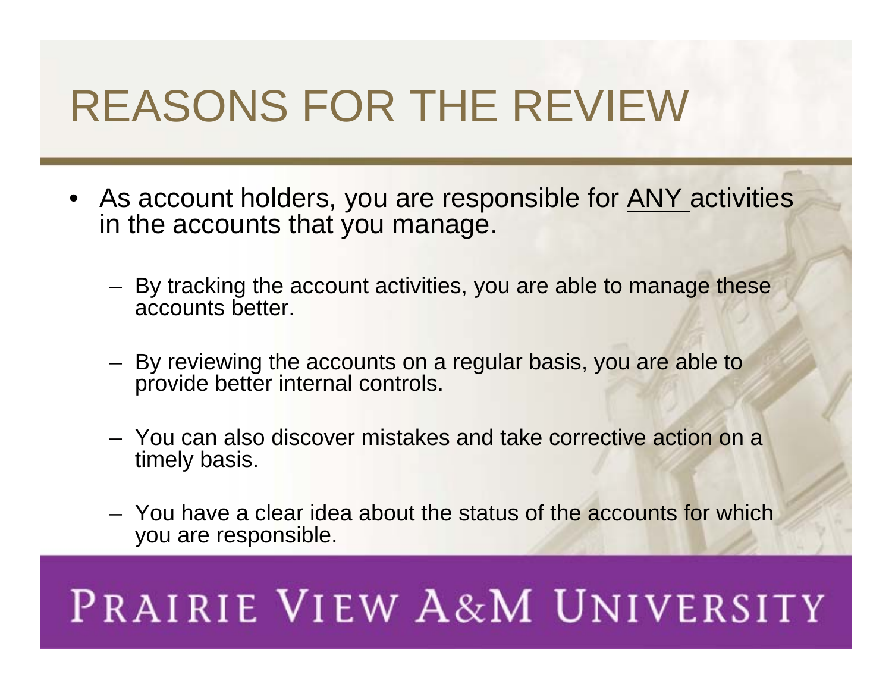# REASONS FOR THE REVIEW

- As account holders, you are responsible for ANY activities in the accounts that you manage.
  - By tracking the account activities, you are able to manage these accounts better.
  - By reviewing the accounts on a regular basis, you are able to provide better internal controls.
  - You can also discover mistakes and take corrective action on a timely basis.
  - You have a clear idea about the status of the accounts for which you are responsible.

PRAIRIE VIEW A&M UNIVERSITY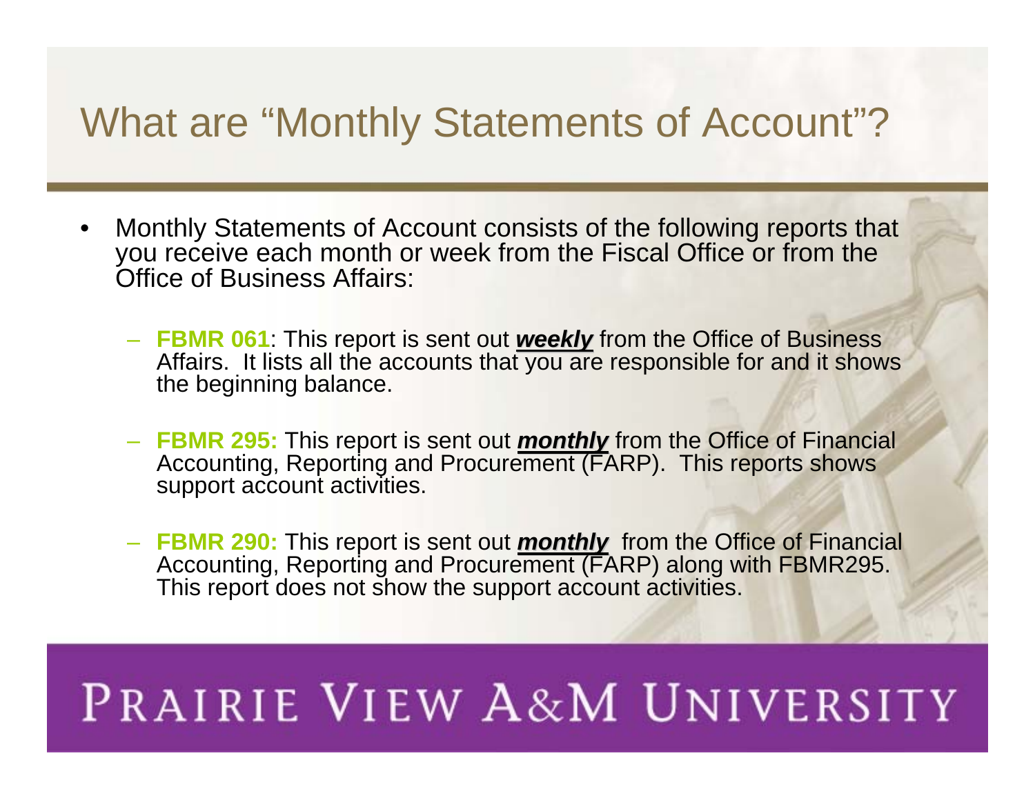# What are "Monthly Statements of Account"?

- Monthly Statements of Account consists of the following reports that you receive each month or week from the Fiscal Office or from the Office of Business Affairs:
  - **FBMR 061**: This report is sent out ***weekly*** from the Office of Business Affairs. It lists all the accounts that you are responsible for and it shows the beginning balance.
  - **FBMR 295:** This report is sent out ***monthly*** from the Office of Financial Accounting, Reporting and Procurement (FARP). This reports shows support account activities.
  - **FBMR 290:** This report is sent out ***monthly*** from the Office of Financial Accounting, Reporting and Procurement (FARP) along with FBMR295. This report does not show the support account activities.

PRAIRIE VIEW A&M UNIVERSITY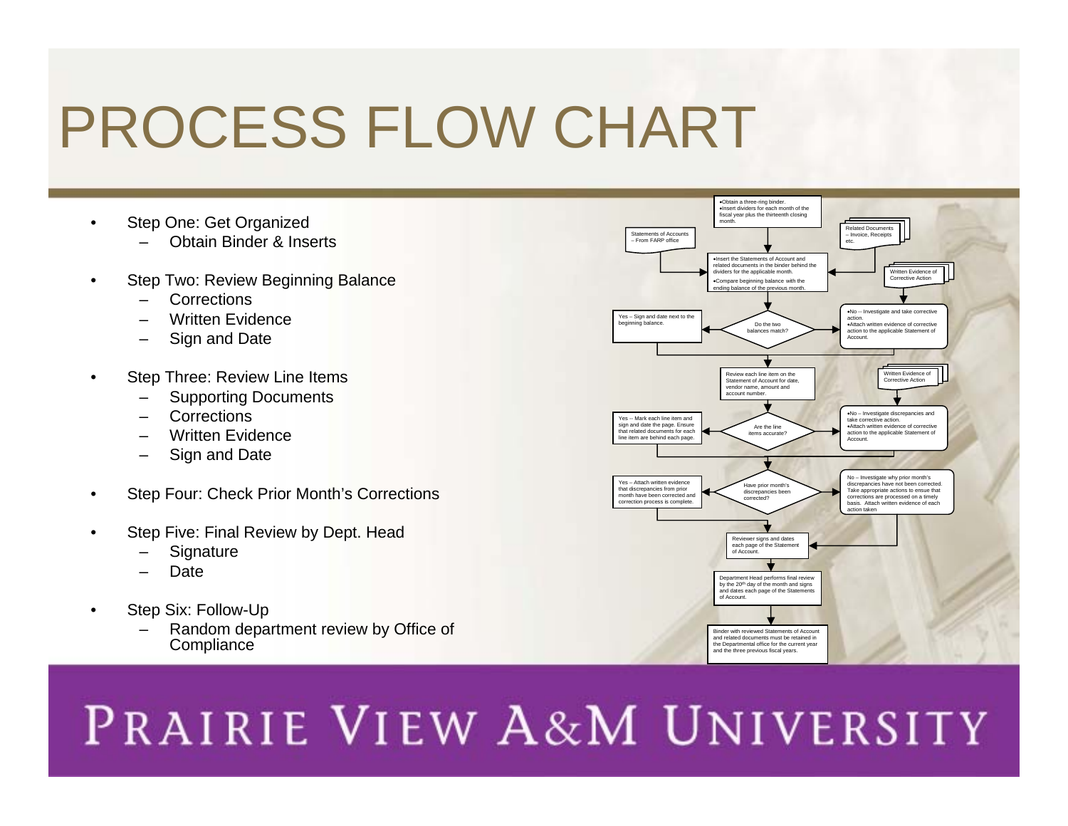# PROCESS FLOW CHART

- Step One: Get Organized
  - Obtain Binder & Inserts
- Step Two: Review Beginning Balance
  - Corrections
  - Written Evidence
  - Sign and Date
- Step Three: Review Line Items
  - Supporting Documents
  - Corrections
  - Written Evidence
  - Sign and Date
- Step Four: Check Prior Month's Corrections
- Step Five: Final Review by Dept. Head
  - Signature
  - Date
- Step Six: Follow-Up
  - Random department review by Office of Compliance

- Obtain a three-ring binder.
- Insert dividers for each month of the fiscal year plus the thirteenth closing month.

Statements of Accounts – From FARP office

Related Documents – Invoice, Receipts etc.

- Insert the Statements of Account and related documents in the binder behind the dividers for the applicable month.
- Compare beginning balance with the ending balance of the previous month.

Written Evidence of Corrective Action

Do the two balances match?

Yes – Sign and date next to the beginning balance.

- No – Investigate and take corrective action.
- Attach written evidence of corrective action to the applicable Statement of Account.

Review each line item on the Statement of Account for date, vendor name, amount and account number.

Written Evidence of Corrective Action

Are the line items accurate?

Yes – Mark each line item and sign and date the page. Ensure that related documents for each line item are behind each page.

- No – Investigate discrepancies and take corrective action.
- Attach written evidence of corrective action to the applicable Statement of Account.

Have prior month's discrepancies been corrected?

Yes – Attach written evidence that discrepancies from prior month have been corrected and correction process is complete.

No – Investigate why prior month's discrepancies have not been corrected. Take appropriate actions to ensure that corrections are processed on a timely basis. Attach written evidence of each action taken

Reviewer signs and dates each page of the Statement of Account.

Department Head performs final review by the 20th day of the month and signs and dates each page of the Statements of Account.

Binder with reviewed Statements of Account and related documents must be retained in the Departmental office for the current year and the three previous fiscal years.

PRAIRIE VIEW A&M UNIVERSITY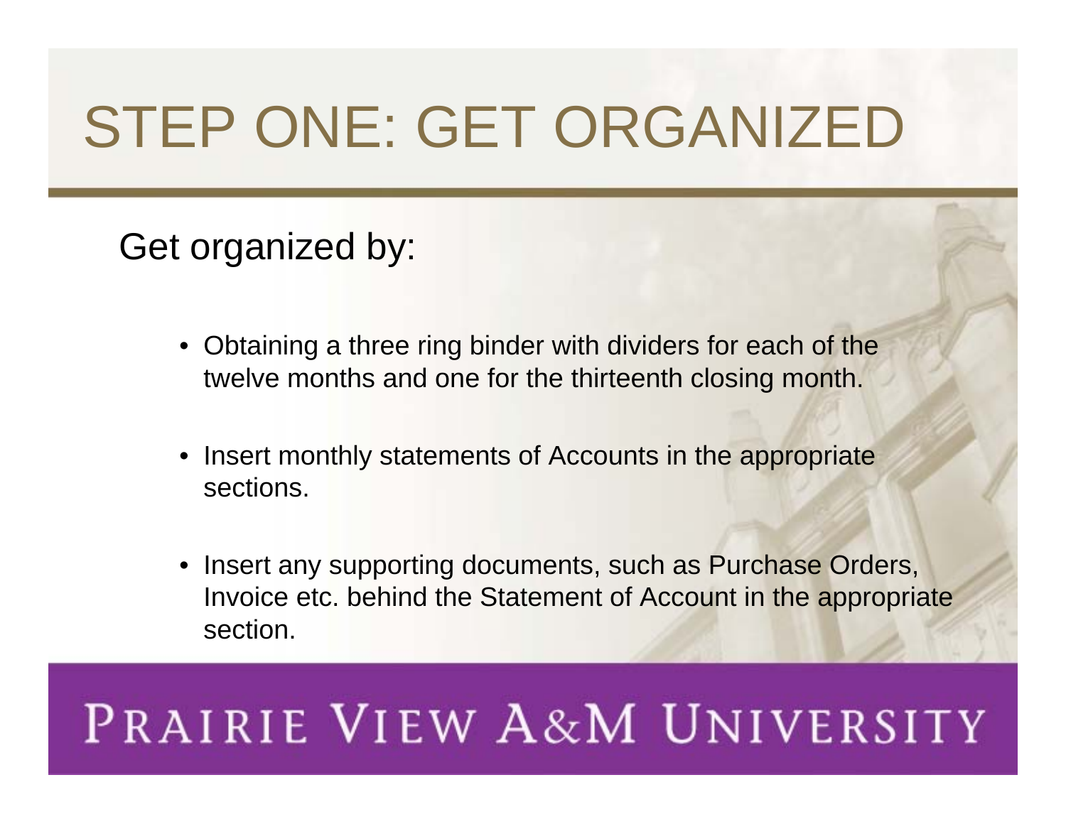# STEP ONE: GET ORGANIZED

Get organized by:

- Obtaining a three ring binder with dividers for each of the twelve months and one for the thirteenth closing month.
- Insert monthly statements of Accounts in the appropriate sections.
- Insert any supporting documents, such as Purchase Orders, Invoice etc. behind the Statement of Account in the appropriate section.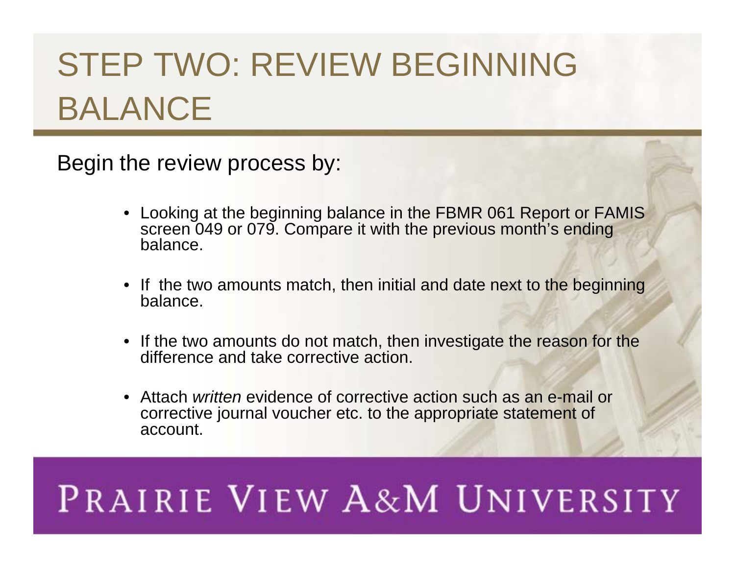# STEP TWO: REVIEW BEGINNING BALANCE

Begin the review process by:

- Looking at the beginning balance in the FBMR 061 Report or FAMIS screen 049 or 079. Compare it with the previous month's ending balance.
- If the two amounts match, then initial and date next to the beginning balance.
- If the two amounts do not match, then investigate the reason for the difference and take corrective action.
- Attach *written* evidence of corrective action such as an e-mail or corrective journal voucher etc. to the appropriate statement of account.

PRAIRIE VIEW A&M UNIVERSITY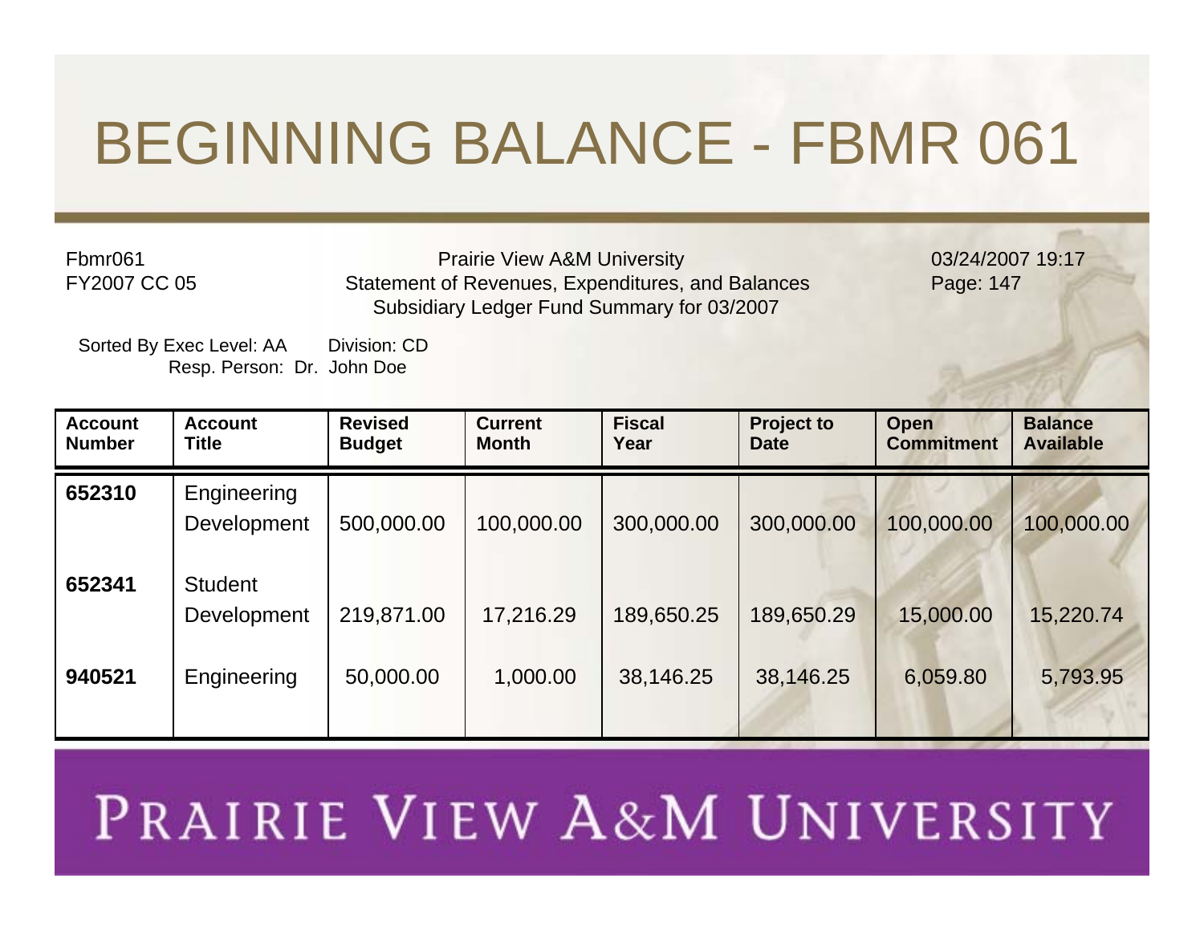# BEGINNING BALANCE - FBMR 061

Fbmr061
FY2007 CC 05

Prairie View A&M University
Statement of Revenues, Expenditures, and Balances
Subsidiary Ledger Fund Summary for 03/2007

03/24/2007 19:17
Page: 147

Sorted By Exec Level: AA   Division: CD
Resp. Person: Dr. John Doe

| Account Number | Account Title | Revised Budget | Current Month | Fiscal Year | Project to Date | Open Commitment | Balance Available |
|---|---|---|---|---|---|---|---|
| 652310 | Engineering Development | 500,000.00 | 100,000.00 | 300,000.00 | 300,000.00 | 100,000.00 | 100,000.00 |
| 652341 | Student Development | 219,871.00 | 17,216.29 | 189,650.25 | 189,650.29 | 15,000.00 | 15,220.74 |
| 940521 | Engineering | 50,000.00 | 1,000.00 | 38,146.25 | 38,146.25 | 6,059.80 | 5,793.95 |

PRAIRIE VIEW A&M UNIVERSITY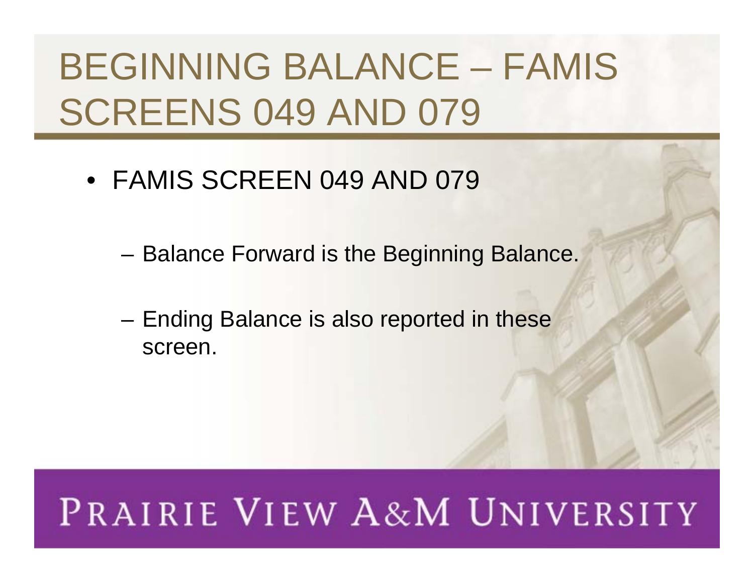# BEGINNING BALANCE – FAMIS SCREENS 049 AND 079

- FAMIS SCREEN 049 AND 079
  - Balance Forward is the Beginning Balance.
  - Ending Balance is also reported in these screen.

PRAIRIE VIEW A&M UNIVERSITY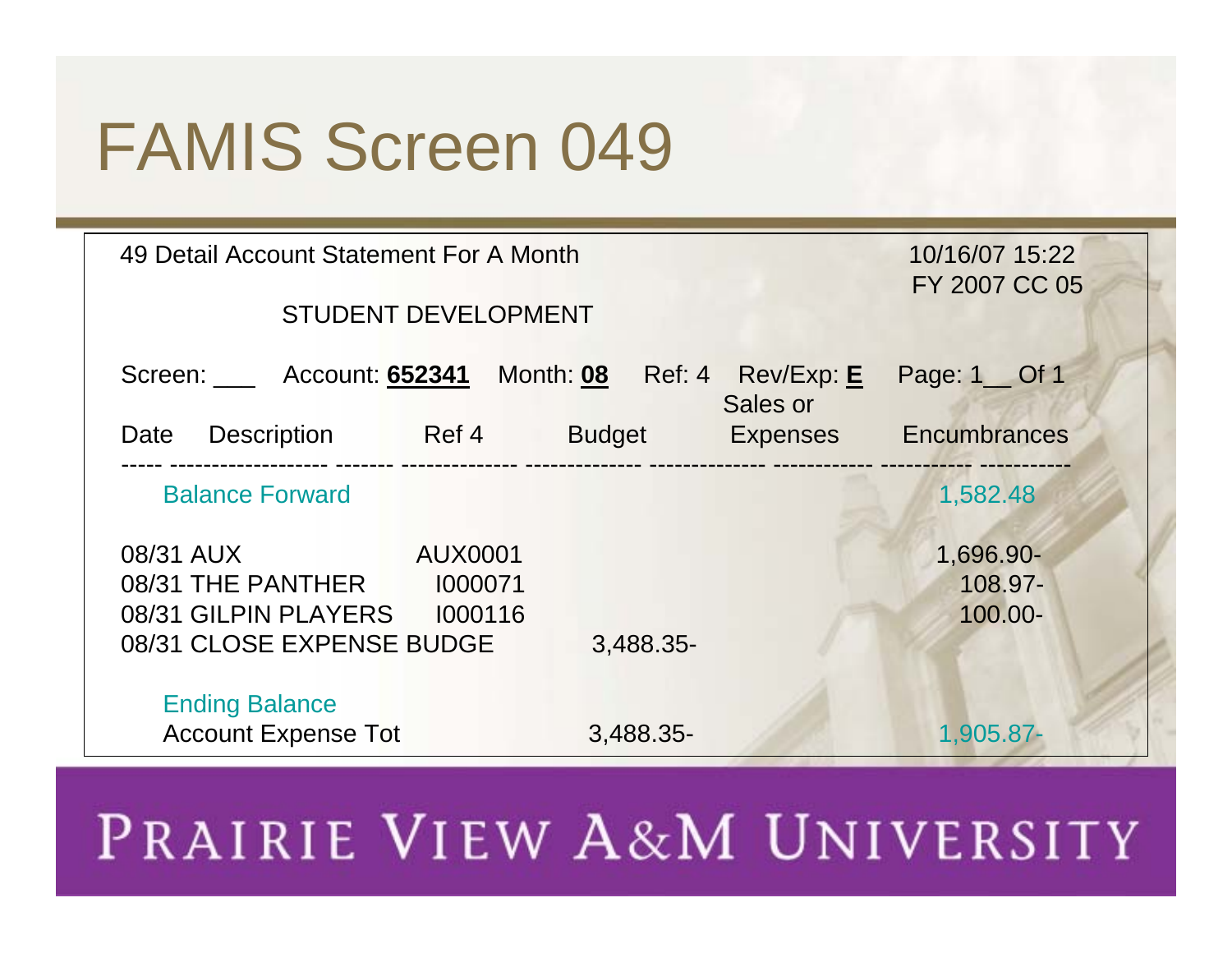# FAMIS Screen 049

49 Detail Account Statement For A Month                10/16/07 15:22
FY 2007 CC 05

STUDENT DEVELOPMENT

Screen: ___   Account: **652341**   Month: **08**   Ref: 4   Rev/Exp: **E**   Page: 1__ Of 1

| Date | Description | Ref 4 | Budget | Sales or Expenses | Encumbrances |
|---|---|---|---|---|---|
| | Balance Forward | | | | 1,582.48 |
| 08/31 | AUX | AUX0001 | | | 1,696.90- |
| 08/31 | THE PANTHER | I000071 | | | 108.97- |
| 08/31 | GILPIN PLAYERS | I000116 | | | 100.00- |
| 08/31 | CLOSE EXPENSE BUDGE | | 3,488.35- | | |
| | Ending Balance | | | | |
| | Account Expense Tot | | 3,488.35- | | 1,905.87- |

PRAIRIE VIEW A&M UNIVERSITY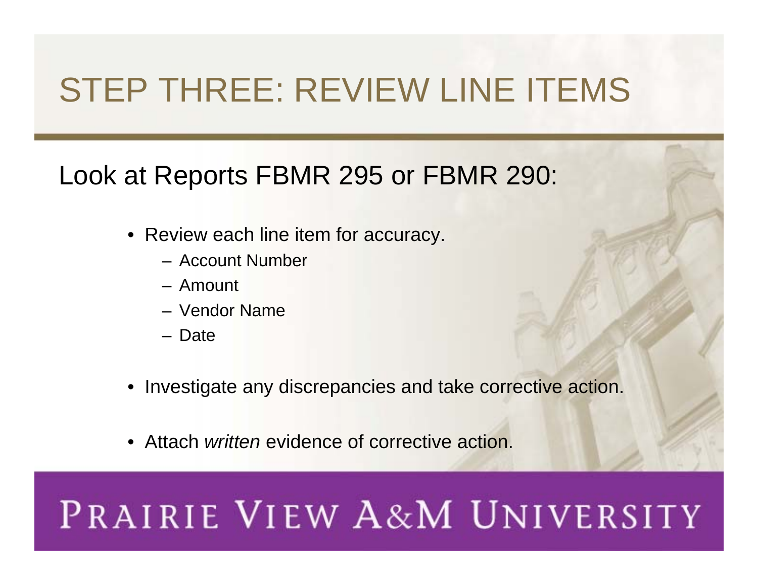# STEP THREE: REVIEW LINE ITEMS

## Look at Reports FBMR 295 or FBMR 290:

- Review each line item for accuracy.
  - Account Number
  - Amount
  - Vendor Name
  - Date
- Investigate any discrepancies and take corrective action.
- Attach *written* evidence of corrective action.

PRAIRIE VIEW A&M UNIVERSITY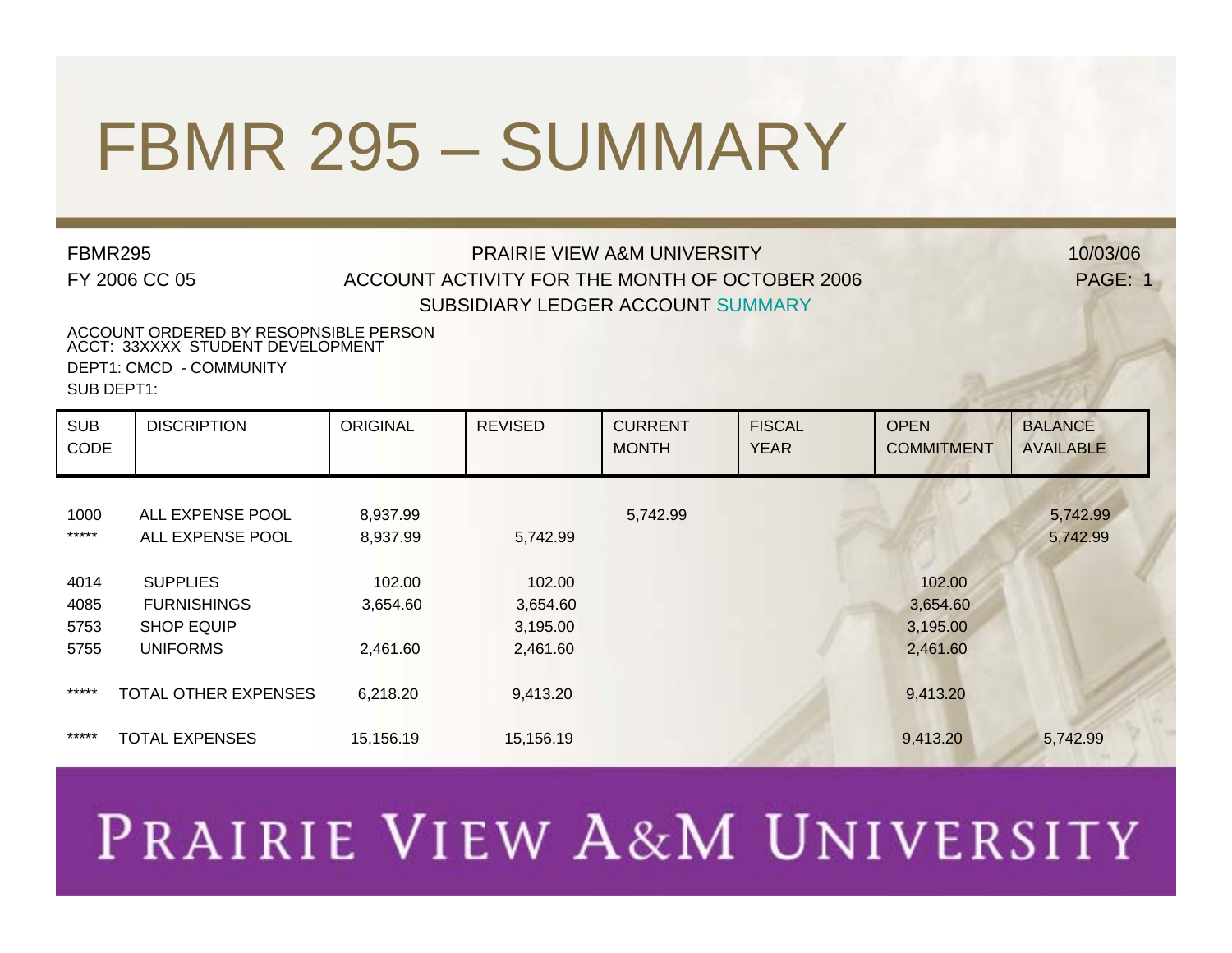# FBMR 295 – SUMMARY

FBMR295 PRAIRIE VIEW A&M UNIVERSITY 10/03/06

FY 2006 CC 05 ACCOUNT ACTIVITY FOR THE MONTH OF OCTOBER 2006 PAGE: 1

SUBSIDIARY LEDGER ACCOUNT SUMMARY

ACCOUNT ORDERED BY RESOPNSIBLE PERSON
ACCT: 33XXXX STUDENT DEVELOPMENT
DEPT1: CMCD - COMMUNITY
SUB DEPT1:

| SUB CODE | DISCRIPTION | ORIGINAL | REVISED | CURRENT MONTH | FISCAL YEAR | OPEN COMMITMENT | BALANCE AVAILABLE |
|---|---|---|---|---|---|---|---|
| 1000 | ALL EXPENSE POOL | 8,937.99 | | 5,742.99 | | | 5,742.99 |
| ***** | ALL EXPENSE POOL | 8,937.99 | 5,742.99 | | | | 5,742.99 |
| 4014 | SUPPLIES | 102.00 | 102.00 | | | 102.00 | |
| 4085 | FURNISHINGS | 3,654.60 | 3,654.60 | | | 3,654.60 | |
| 5753 | SHOP EQUIP | | 3,195.00 | | | 3,195.00 | |
| 5755 | UNIFORMS | 2,461.60 | 2,461.60 | | | 2,461.60 | |
| ***** | TOTAL OTHER EXPENSES | 6,218.20 | 9,413.20 | | | 9,413.20 | |
| ***** | TOTAL EXPENSES | 15,156.19 | 15,156.19 | | | 9,413.20 | 5,742.99 |

PRAIRIE VIEW A&M UNIVERSITY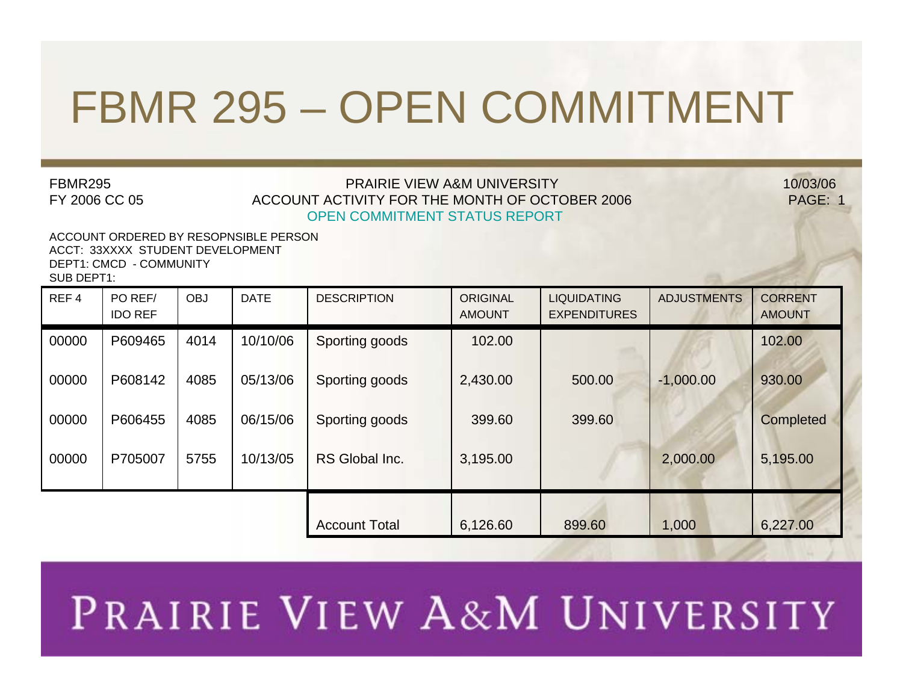# FBMR 295 – OPEN COMMITMENT

FBMR295
FY 2006 CC 05

PRAIRIE VIEW A&M UNIVERSITY
ACCOUNT ACTIVITY FOR THE MONTH OF OCTOBER 2006
OPEN COMMITMENT STATUS REPORT

10/03/06
PAGE: 1

ACCOUNT ORDERED BY RESOPNSIBLE PERSON
ACCT: 33XXXX STUDENT DEVELOPMENT
DEPT1: CMCD - COMMUNITY
SUB DEPT1:

| REF 4 | PO REF/ IDO REF | OBJ | DATE | DESCRIPTION | ORIGINAL AMOUNT | LIQUIDATING EXPENDITURES | ADJUSTMENTS | CORRENT AMOUNT |
|---|---|---|---|---|---|---|---|---|
| 00000 | P609465 | 4014 | 10/10/06 | Sporting goods | 102.00 | | | 102.00 |
| 00000 | P608142 | 4085 | 05/13/06 | Sporting goods | 2,430.00 | 500.00 | -1,000.00 | 930.00 |
| 00000 | P606455 | 4085 | 06/15/06 | Sporting goods | 399.60 | 399.60 | | Completed |
| 00000 | P705007 | 5755 | 10/13/05 | RS Global Inc. | 3,195.00 | | 2,000.00 | 5,195.00 |
| | | | | Account Total | 6,126.60 | 899.60 | 1,000 | 6,227.00 |

PRAIRIE VIEW A&M UNIVERSITY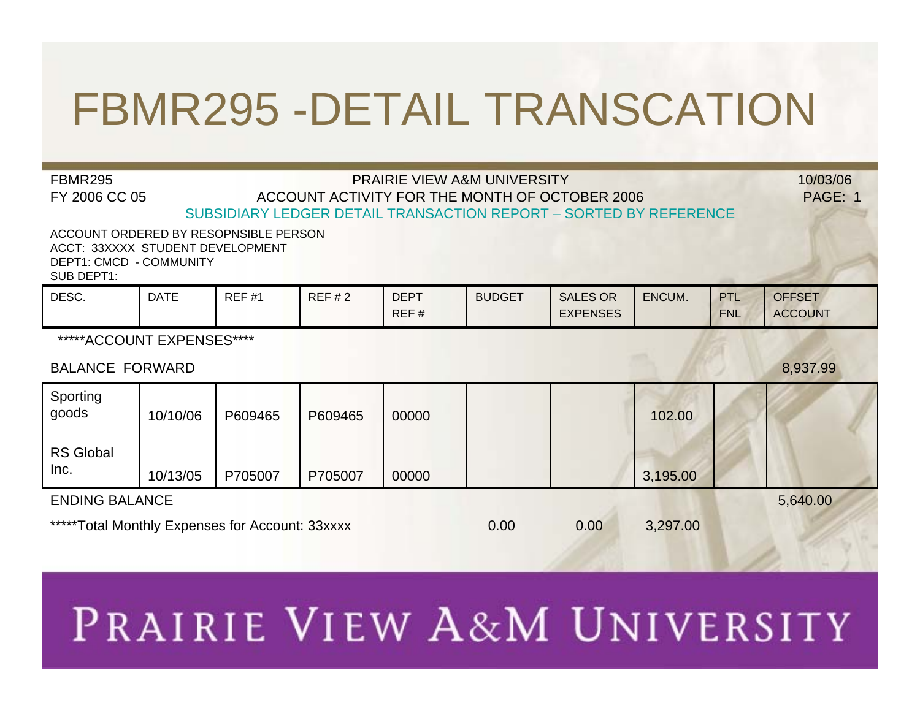# FBMR295 -DETAIL TRANSCATION

FBMR295 PRAIRIE VIEW A&M UNIVERSITY 10/03/06

FY 2006 CC 05 ACCOUNT ACTIVITY FOR THE MONTH OF OCTOBER 2006 PAGE: 1

SUBSIDIARY LEDGER DETAIL TRANSACTION REPORT – SORTED BY REFERENCE

ACCOUNT ORDERED BY RESOPNSIBLE PERSON
ACCT: 33XXXX STUDENT DEVELOPMENT
DEPT1: CMCD - COMMUNITY
SUB DEPT1:

| DESC. | DATE | REF #1 | REF # 2 | DEPT REF # | BUDGET | SALES OR EXPENSES | ENCUM. | PTL FNL | OFFSET ACCOUNT |
|---|---|---|---|---|---|---|---|---|---|
| *****ACCOUNT EXPENSES**** | | | | | | | | | |
| BALANCE FORWARD | | | | | | | | | 8,937.99 |
| Sporting goods | 10/10/06 | P609465 | P609465 | 00000 | | | 102.00 | | |
| RS Global Inc. | 10/13/05 | P705007 | P705007 | 00000 | | | 3,195.00 | | |
| ENDING BALANCE | | | | | | | | | 5,640.00 |
| *****Total Monthly Expenses for Account: 33xxxx | | | | | 0.00 | 0.00 | 3,297.00 | | |

PRAIRIE VIEW A&M UNIVERSITY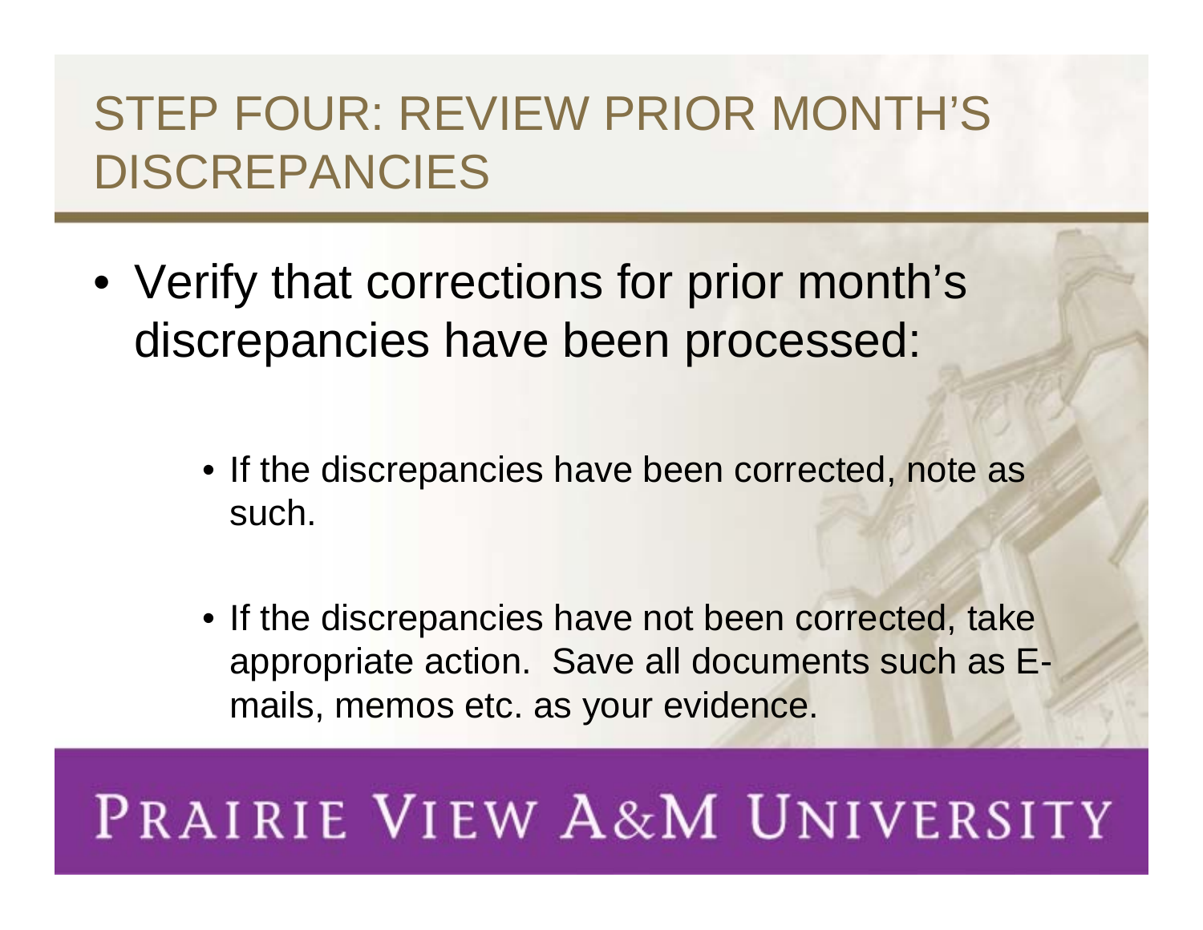# STEP FOUR: REVIEW PRIOR MONTH'S DISCREPANCIES

- Verify that corrections for prior month's discrepancies have been processed:
  - If the discrepancies have been corrected, note as such.
  - If the discrepancies have not been corrected, take appropriate action. Save all documents such as E-mails, memos etc. as your evidence.

PRAIRIE VIEW A&M UNIVERSITY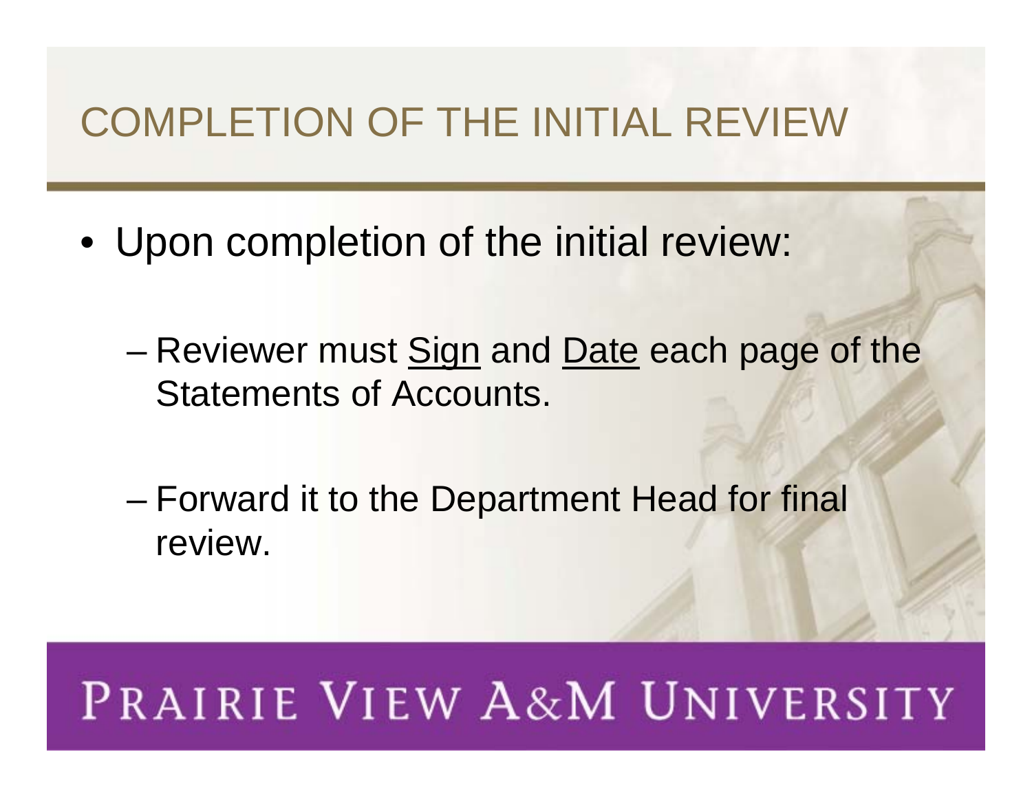# COMPLETION OF THE INITIAL REVIEW

- Upon completion of the initial review:
  - Reviewer must Sign and Date each page of the Statements of Accounts.
  - Forward it to the Department Head for final review.

PRAIRIE VIEW A&M UNIVERSITY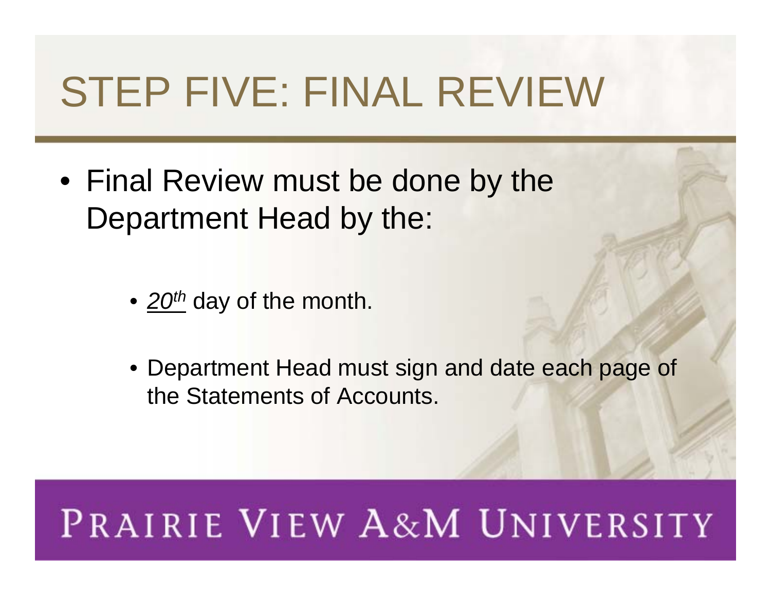# STEP FIVE: FINAL REVIEW

- Final Review must be done by the Department Head by the:
  - *20th* day of the month.
  - Department Head must sign and date each page of the Statements of Accounts.

PRAIRIE VIEW A&M UNIVERSITY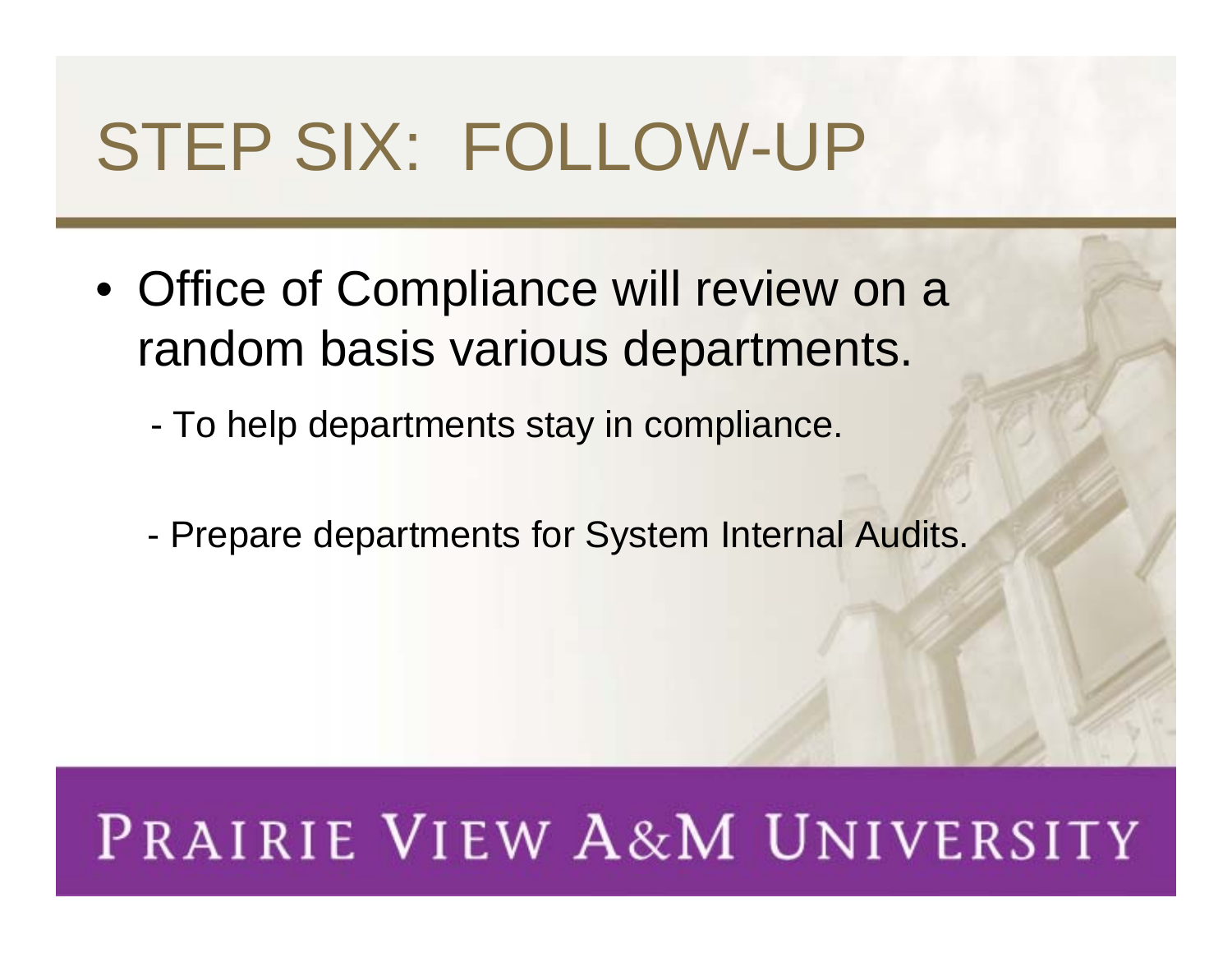# STEP SIX: FOLLOW-UP

- Office of Compliance will review on a random basis various departments.

  - To help departments stay in compliance.

  - Prepare departments for System Internal Audits.

PRAIRIE VIEW A&M UNIVERSITY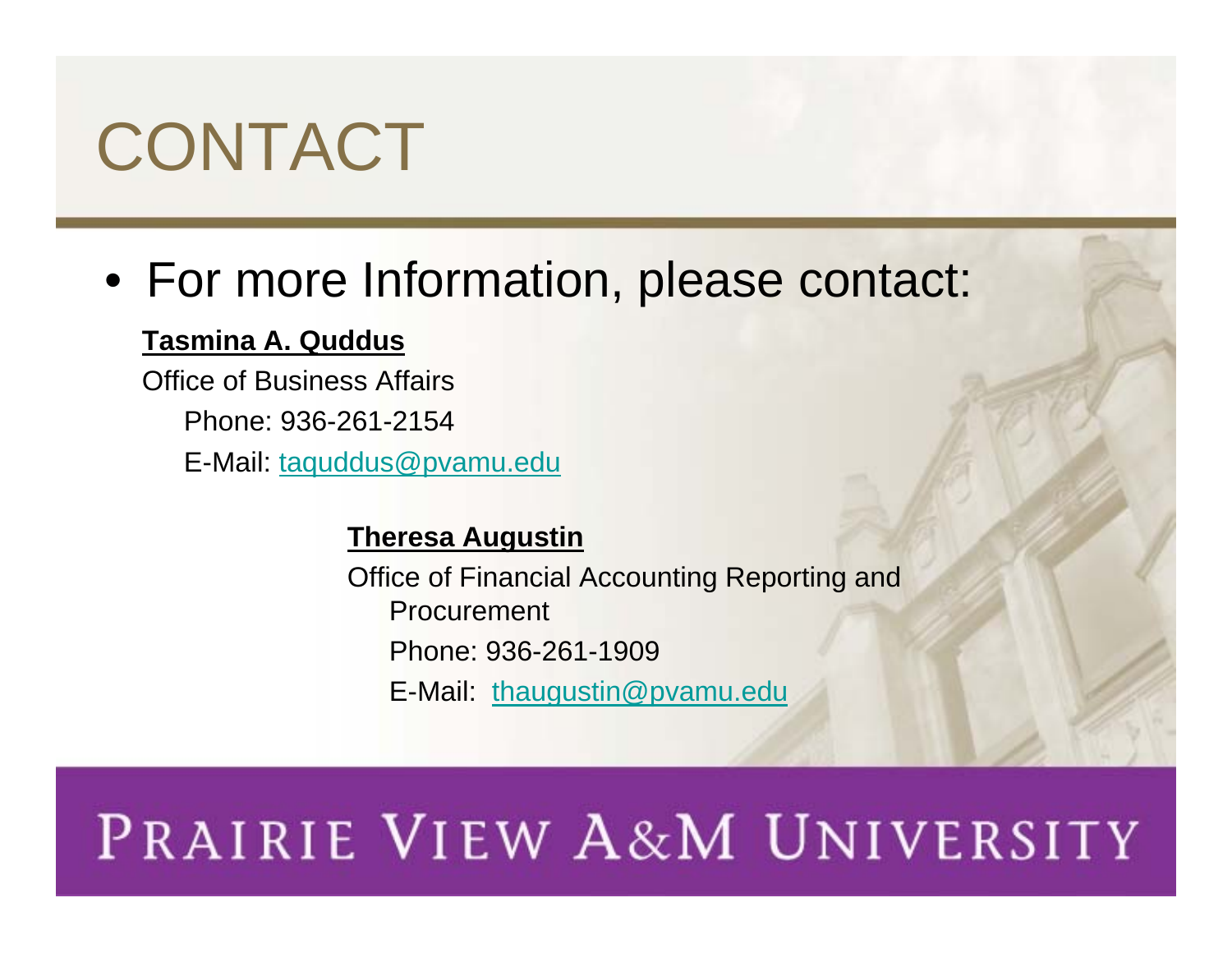# CONTACT

- For more Information, please contact:

**Tasmina A. Quddus**

Office of Business Affairs

Phone: 936-261-2154

E-Mail: taquddus@pvamu.edu

**Theresa Augustin**

Office of Financial Accounting Reporting and Procurement

Phone: 936-261-1909

E-Mail: thaugustin@pvamu.edu

PRAIRIE VIEW A&M UNIVERSITY